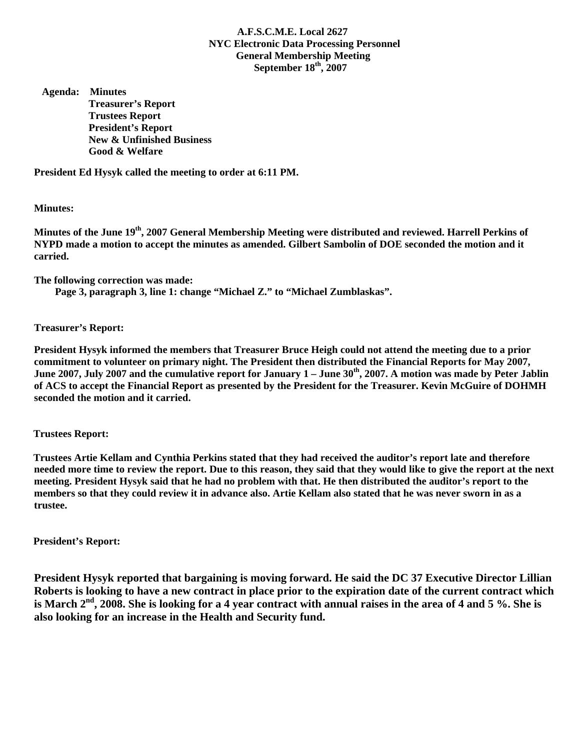**A.F.S.C.M.E. Local 2627**
**NYC Electronic Data Processing Personnel**
**General Membership Meeting**
**September 18th, 2007**

**Agenda:**
- **Minutes**
- **Treasurer's Report**
- **Trustees Report**
- **President's Report**
- **New & Unfinished Business**
- **Good & Welfare**

**President Ed Hysyk called the meeting to order at 6:11 PM.**

**Minutes:**

**Minutes of the June 19th, 2007 General Membership Meeting were distributed and reviewed. Harrell Perkins of NYPD made a motion to accept the minutes as amended. Gilbert Sambolin of DOE seconded the motion and it carried.**

**The following correction was made:**

**Page 3, paragraph 3, line 1: change "Michael Z." to "Michael Zumblaskas".**

**Treasurer's Report:**

**President Hysyk informed the members that Treasurer Bruce Heigh could not attend the meeting due to a prior commitment to volunteer on primary night. The President then distributed the Financial Reports for May 2007, June 2007, July 2007 and the cumulative report for January 1 – June 30th, 2007. A motion was made by Peter Jablin of ACS to accept the Financial Report as presented by the President for the Treasurer. Kevin McGuire of DOHMH seconded the motion and it carried.**

**Trustees Report:**

**Trustees Artie Kellam and Cynthia Perkins stated that they had received the auditor's report late and therefore needed more time to review the report. Due to this reason, they said that they would like to give the report at the next meeting. President Hysyk said that he had no problem with that. He then distributed the auditor's report to the members so that they could review it in advance also. Artie Kellam also stated that he was never sworn in as a trustee.**

**President's Report:**

**President Hysyk reported that bargaining is moving forward. He said the DC 37 Executive Director Lillian Roberts is looking to have a new contract in place prior to the expiration date of the current contract which is March 2nd, 2008. She is looking for a 4 year contract with annual raises in the area of 4 and 5 %. She is also looking for an increase in the Health and Security fund.**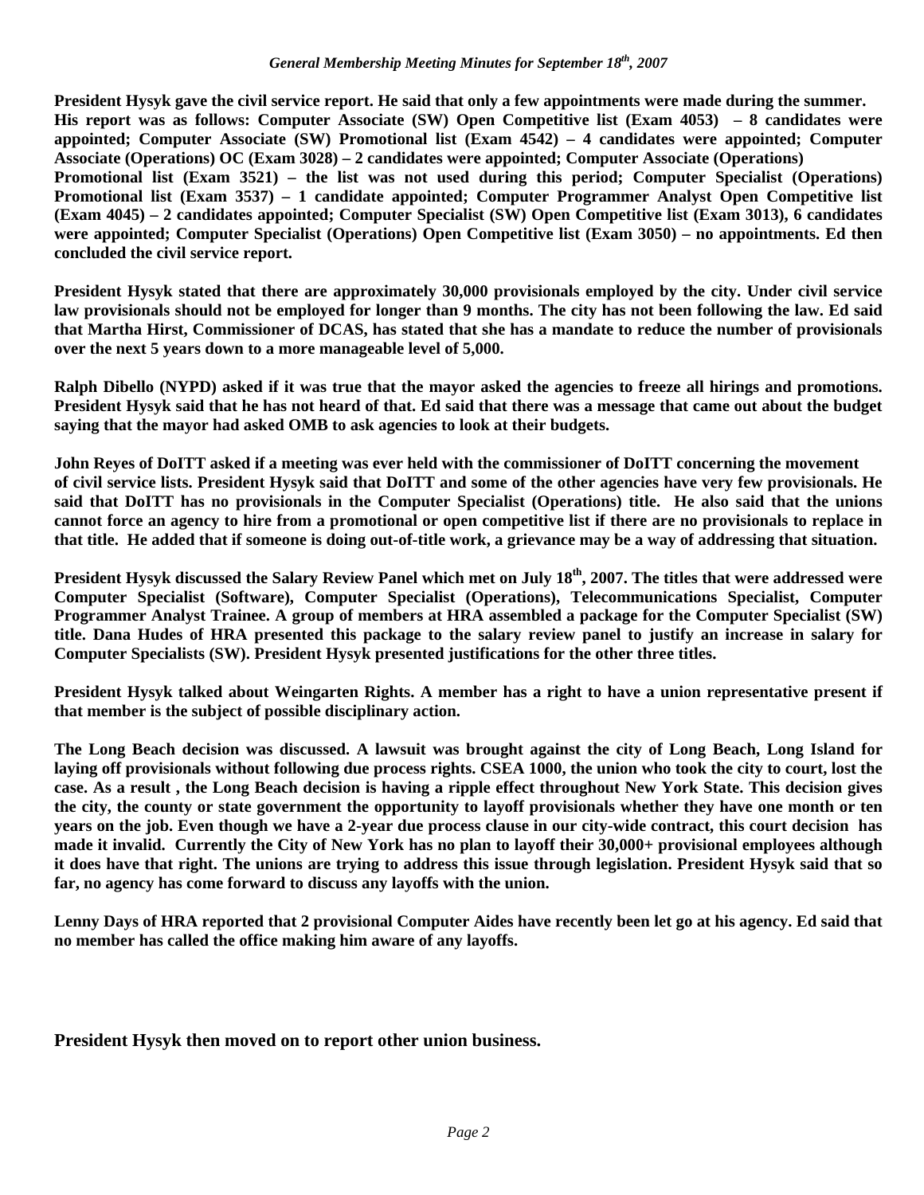*General Membership Meeting Minutes for September 18th, 2007*

**President Hysyk gave the civil service report. He said that only a few appointments were made during the summer. His report was as follows: Computer Associate (SW) Open Competitive list (Exam 4053) – 8 candidates were appointed; Computer Associate (SW) Promotional list (Exam 4542) – 4 candidates were appointed; Computer Associate (Operations) OC (Exam 3028) – 2 candidates were appointed; Computer Associate (Operations) Promotional list (Exam 3521) – the list was not used during this period; Computer Specialist (Operations) Promotional list (Exam 3537) – 1 candidate appointed; Computer Programmer Analyst Open Competitive list (Exam 4045) – 2 candidates appointed; Computer Specialist (SW) Open Competitive list (Exam 3013), 6 candidates were appointed; Computer Specialist (Operations) Open Competitive list (Exam 3050) – no appointments. Ed then concluded the civil service report.**

**President Hysyk stated that there are approximately 30,000 provisionals employed by the city. Under civil service law provisionals should not be employed for longer than 9 months. The city has not been following the law. Ed said that Martha Hirst, Commissioner of DCAS, has stated that she has a mandate to reduce the number of provisionals over the next 5 years down to a more manageable level of 5,000.**

**Ralph Dibello (NYPD) asked if it was true that the mayor asked the agencies to freeze all hirings and promotions. President Hysyk said that he has not heard of that. Ed said that there was a message that came out about the budget saying that the mayor had asked OMB to ask agencies to look at their budgets.**

**John Reyes of DoITT asked if a meeting was ever held with the commissioner of DoITT concerning the movement of civil service lists. President Hysyk said that DoITT and some of the other agencies have very few provisionals. He said that DoITT has no provisionals in the Computer Specialist (Operations) title. He also said that the unions cannot force an agency to hire from a promotional or open competitive list if there are no provisionals to replace in that title. He added that if someone is doing out-of-title work, a grievance may be a way of addressing that situation.**

**President Hysyk discussed the Salary Review Panel which met on July 18th, 2007. The titles that were addressed were Computer Specialist (Software), Computer Specialist (Operations), Telecommunications Specialist, Computer Programmer Analyst Trainee. A group of members at HRA assembled a package for the Computer Specialist (SW) title. Dana Hudes of HRA presented this package to the salary review panel to justify an increase in salary for Computer Specialists (SW). President Hysyk presented justifications for the other three titles.**

**President Hysyk talked about Weingarten Rights. A member has a right to have a union representative present if that member is the subject of possible disciplinary action.**

**The Long Beach decision was discussed. A lawsuit was brought against the city of Long Beach, Long Island for laying off provisionals without following due process rights. CSEA 1000, the union who took the city to court, lost the case. As a result , the Long Beach decision is having a ripple effect throughout New York State. This decision gives the city, the county or state government the opportunity to layoff provisionals whether they have one month or ten years on the job. Even though we have a 2-year due process clause in our city-wide contract, this court decision has made it invalid. Currently the City of New York has no plan to layoff their 30,000+ provisional employees although it does have that right. The unions are trying to address this issue through legislation. President Hysyk said that so far, no agency has come forward to discuss any layoffs with the union.**

**Lenny Days of HRA reported that 2 provisional Computer Aides have recently been let go at his agency. Ed said that no member has called the office making him aware of any layoffs.**

**President Hysyk then moved on to report other union business.**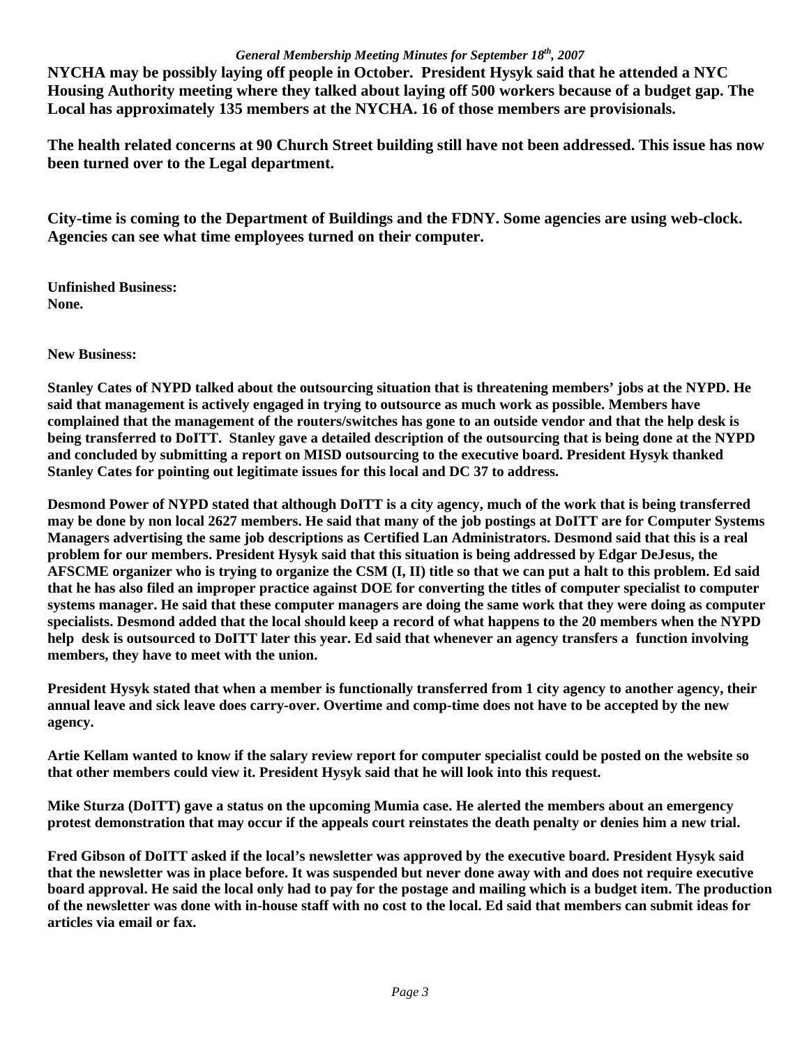**NYCHA may be possibly laying off people in October. President Hysyk said that he attended a NYC Housing Authority meeting where they talked about laying off 500 workers because of a budget gap. The Local has approximately 135 members at the NYCHA. 16 of those members are provisionals.**

**The health related concerns at 90 Church Street building still have not been addressed. This issue has now been turned over to the Legal department.**

**City-time is coming to the Department of Buildings and the FDNY. Some agencies are using web-clock. Agencies can see what time employees turned on their computer.**

**Unfinished Business:**
**None.**

**New Business:**

**Stanley Cates of NYPD talked about the outsourcing situation that is threatening members' jobs at the NYPD. He said that management is actively engaged in trying to outsource as much work as possible. Members have complained that the management of the routers/switches has gone to an outside vendor and that the help desk is being transferred to DoITT. Stanley gave a detailed description of the outsourcing that is being done at the NYPD and concluded by submitting a report on MISD outsourcing to the executive board. President Hysyk thanked Stanley Cates for pointing out legitimate issues for this local and DC 37 to address.**

**Desmond Power of NYPD stated that although DoITT is a city agency, much of the work that is being transferred may be done by non local 2627 members. He said that many of the job postings at DoITT are for Computer Systems Managers advertising the same job descriptions as Certified Lan Administrators. Desmond said that this is a real problem for our members. President Hysyk said that this situation is being addressed by Edgar DeJesus, the AFSCME organizer who is trying to organize the CSM (I, II) title so that we can put a halt to this problem. Ed said that he has also filed an improper practice against DOE for converting the titles of computer specialist to computer systems manager. He said that these computer managers are doing the same work that they were doing as computer specialists. Desmond added that the local should keep a record of what happens to the 20 members when the NYPD help desk is outsourced to DoITT later this year. Ed said that whenever an agency transfers a function involving members, they have to meet with the union.**

**President Hysyk stated that when a member is functionally transferred from 1 city agency to another agency, their annual leave and sick leave does carry-over. Overtime and comp-time does not have to be accepted by the new agency.**

**Artie Kellam wanted to know if the salary review report for computer specialist could be posted on the website so that other members could view it. President Hysyk said that he will look into this request.**

**Mike Sturza (DoITT) gave a status on the upcoming Mumia case. He alerted the members about an emergency protest demonstration that may occur if the appeals court reinstates the death penalty or denies him a new trial.**

**Fred Gibson of DoITT asked if the local's newsletter was approved by the executive board. President Hysyk said that the newsletter was in place before. It was suspended but never done away with and does not require executive board approval. He said the local only had to pay for the postage and mailing which is a budget item. The production of the newsletter was done with in-house staff with no cost to the local. Ed said that members can submit ideas for articles via email or fax.**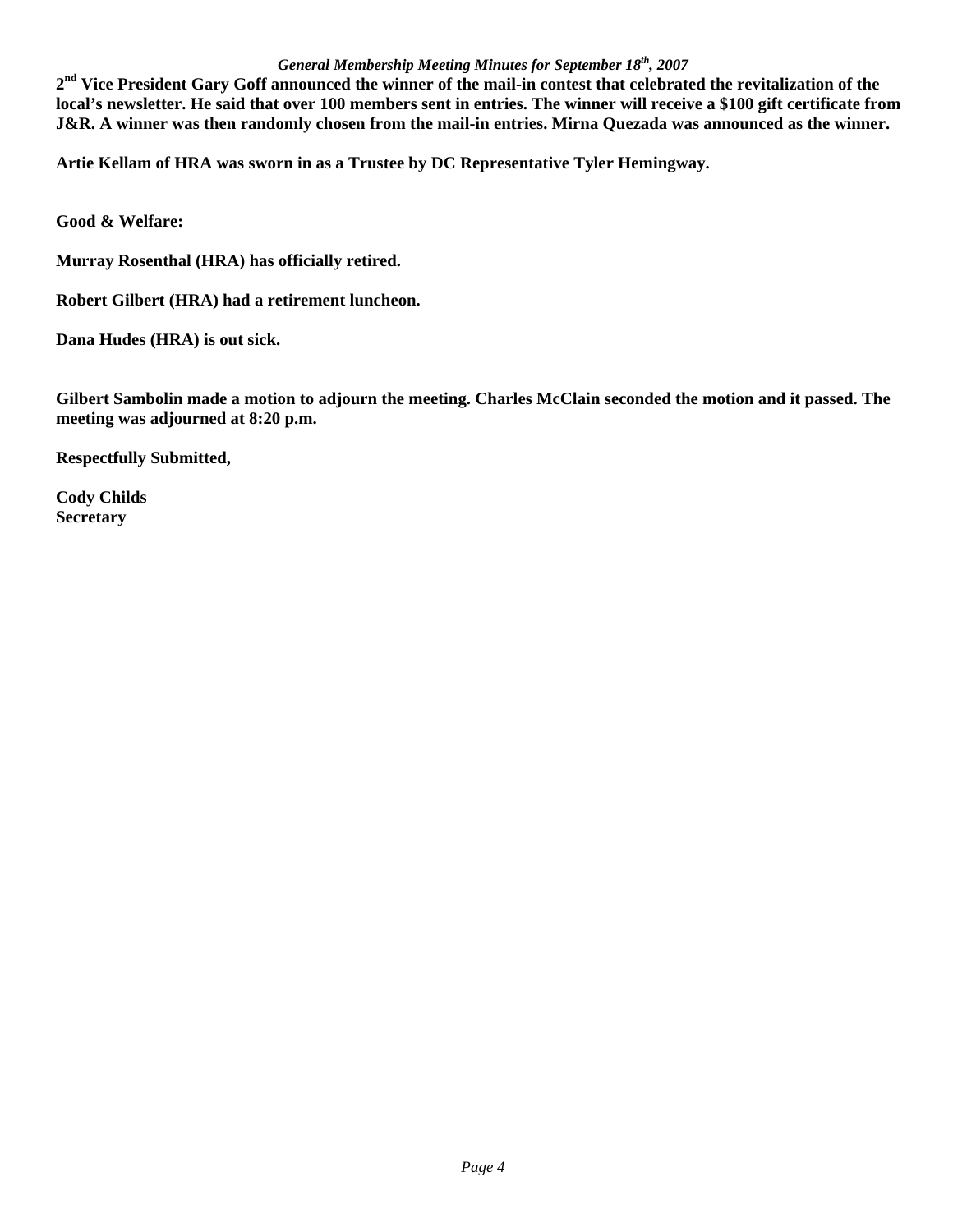**2nd Vice President Gary Goff announced the winner of the mail-in contest that celebrated the revitalization of the local's newsletter. He said that over 100 members sent in entries. The winner will receive a $100 gift certificate from J&R. A winner was then randomly chosen from the mail-in entries. Mirna Quezada was announced as the winner.**

**Artie Kellam of HRA was sworn in as a Trustee by DC Representative Tyler Hemingway.**

**Good & Welfare:**

**Murray Rosenthal (HRA) has officially retired.**

**Robert Gilbert (HRA) had a retirement luncheon.**

**Dana Hudes (HRA) is out sick.**

**Gilbert Sambolin made a motion to adjourn the meeting. Charles McClain seconded the motion and it passed. The meeting was adjourned at 8:20 p.m.**

**Respectfully Submitted,**

**Cody Childs**
**Secretary**